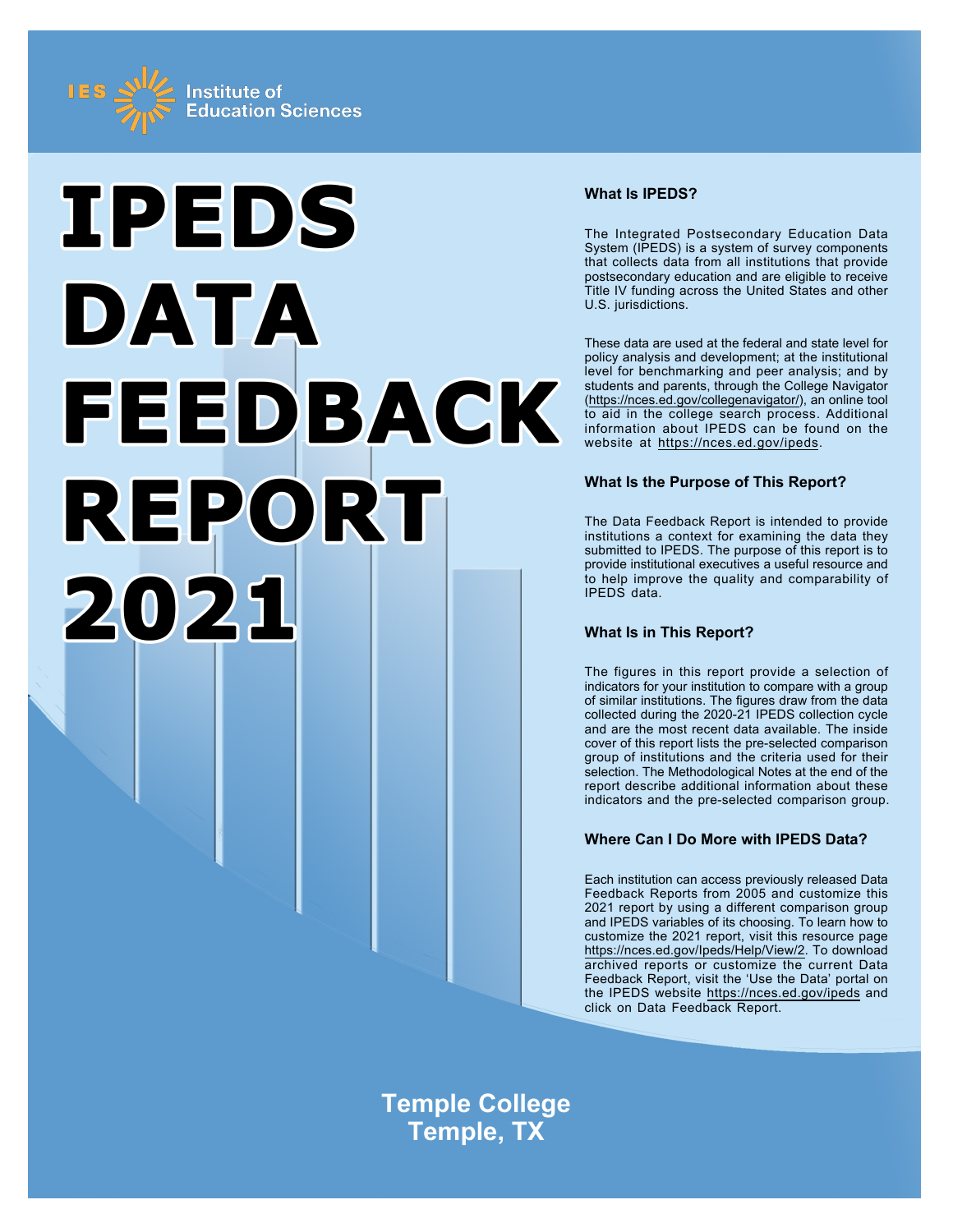IES Institute of Education Sciences

# IPEDS DATA FEEDBACK REPORT 2021

## What Is IPEDS?

The Integrated Postsecondary Education Data System (IPEDS) is a system of survey components that collects data from all institutions that provide postsecondary education and are eligible to receive Title IV funding across the United States and other U.S. jurisdictions.

These data are used at the federal and state level for policy analysis and development; at the institutional level for benchmarking and peer analysis; and by students and parents, through the College Navigator (https://nces.ed.gov/collegenavigator/), an online tool to aid in the college search process. Additional information about IPEDS can be found on the website at https://nces.ed.gov/ipeds.

## What Is the Purpose of This Report?

The Data Feedback Report is intended to provide institutions a context for examining the data they submitted to IPEDS. The purpose of this report is to provide institutional executives a useful resource and to help improve the quality and comparability of IPEDS data.

## What Is in This Report?

The figures in this report provide a selection of indicators for your institution to compare with a group of similar institutions. The figures draw from the data collected during the 2020-21 IPEDS collection cycle and are the most recent data available. The inside cover of this report lists the pre-selected comparison group of institutions and the criteria used for their selection. The Methodological Notes at the end of the report describe additional information about these indicators and the pre-selected comparison group.

## Where Can I Do More with IPEDS Data?

Each institution can access previously released Data Feedback Reports from 2005 and customize this 2021 report by using a different comparison group and IPEDS variables of its choosing. To learn how to customize the 2021 report, visit this resource page https://nces.ed.gov/Ipeds/Help/View/2. To download archived reports or customize the current Data Feedback Report, visit the 'Use the Data' portal on the IPEDS website https://nces.ed.gov/ipeds and click on Data Feedback Report.

**Temple College**
**Temple, TX**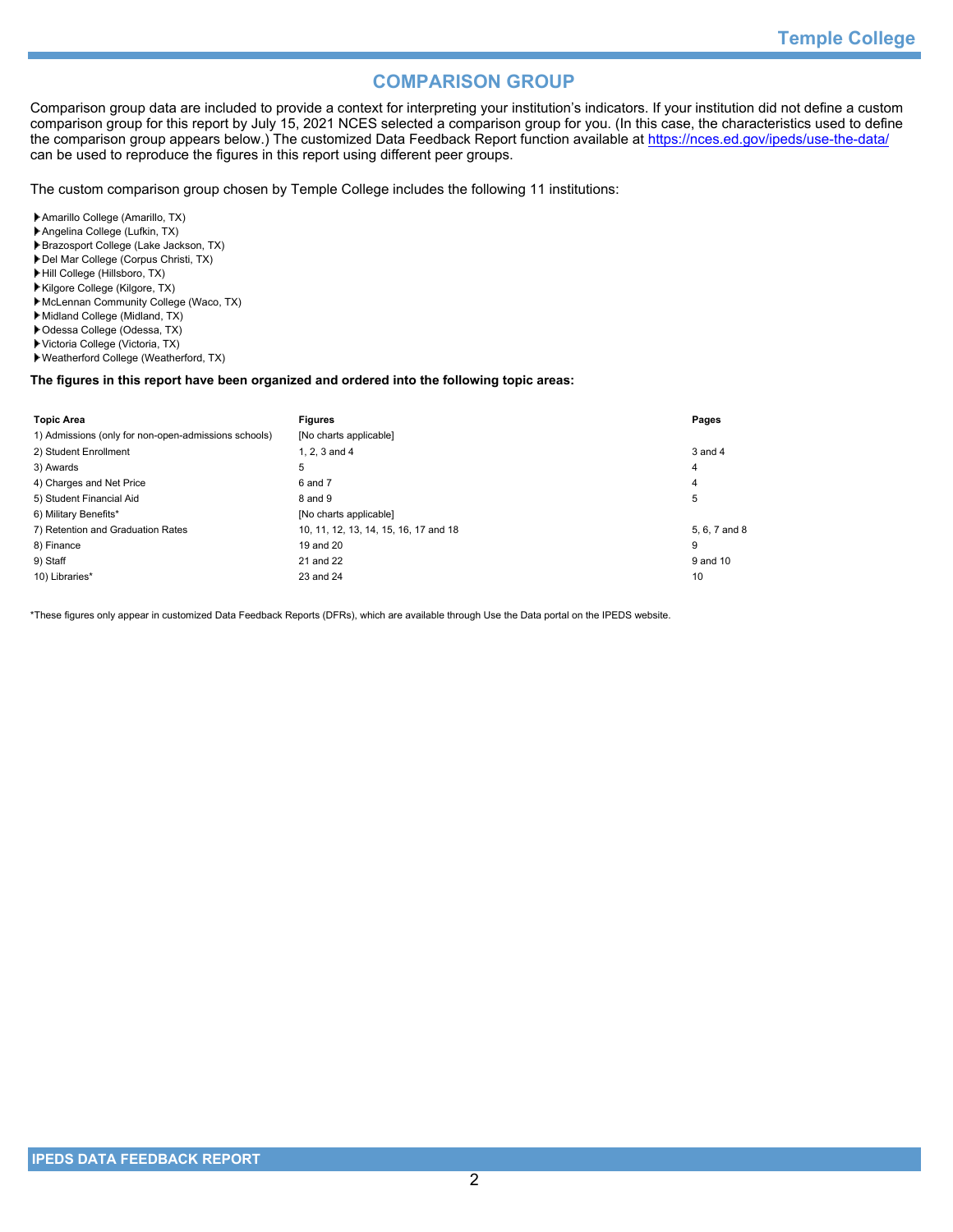## COMPARISON GROUP

Comparison group data are included to provide a context for interpreting your institution's indicators. If your institution did not define a custom comparison group for this report by July 15, 2021 NCES selected a comparison group for you. (In this case, the characteristics used to define the comparison group appears below.) The customized Data Feedback Report function available at https://nces.ed.gov/ipeds/use-the-data/ can be used to reproduce the figures in this report using different peer groups.

The custom comparison group chosen by Temple College includes the following 11 institutions:

- Amarillo College (Amarillo, TX)
- Angelina College (Lufkin, TX)
- Brazosport College (Lake Jackson, TX)
- Del Mar College (Corpus Christi, TX)
- Hill College (Hillsboro, TX)
- Kilgore College (Kilgore, TX)
- McLennan Community College (Waco, TX)
- Midland College (Midland, TX)
- Odessa College (Odessa, TX)
- Victoria College (Victoria, TX)
- Weatherford College (Weatherford, TX)

**The figures in this report have been organized and ordered into the following topic areas:**

| Topic Area | Figures | Pages |
|---|---|---|
| 1) Admissions (only for non-open-admissions schools) | [No charts applicable] | |
| 2) Student Enrollment | 1, 2, 3 and 4 | 3 and 4 |
| 3) Awards | 5 | 4 |
| 4) Charges and Net Price | 6 and 7 | 4 |
| 5) Student Financial Aid | 8 and 9 | 5 |
| 6) Military Benefits* | [No charts applicable] | |
| 7) Retention and Graduation Rates | 10, 11, 12, 13, 14, 15, 16, 17 and 18 | 5, 6, 7 and 8 |
| 8) Finance | 19 and 20 | 9 |
| 9) Staff | 21 and 22 | 9 and 10 |
| 10) Libraries* | 23 and 24 | 10 |

*These figures only appear in customized Data Feedback Reports (DFRs), which are available through Use the Data portal on the IPEDS website.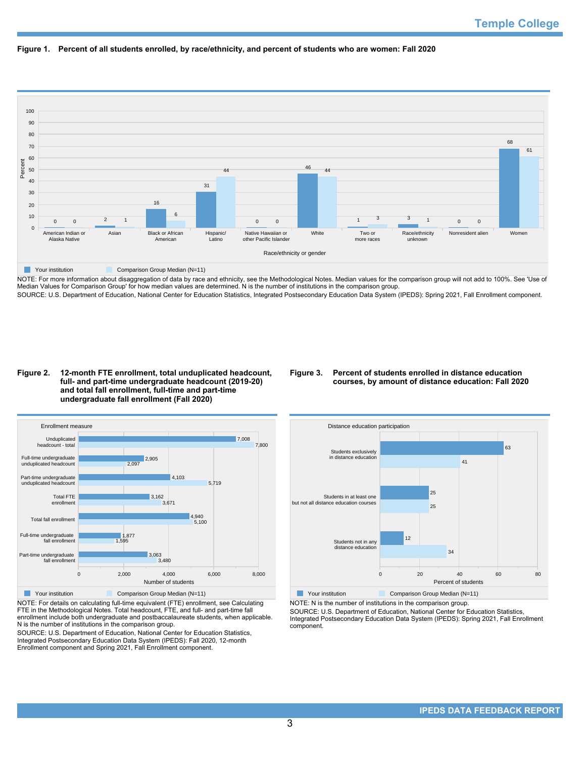**Figure 1. Percent of all students enrolled, by race/ethnicity, and percent of students who are women: Fall 2020**

| Race/ethnicity or gender | Your institution | Comparison Group Median (N=11) |
| --- | --- | --- |
| American Indian or Alaska Native | 0 | 0 |
| Asian | 2 | 1 |
| Black or African American | 16 | 6 |
| Hispanic/Latino | 31 | 44 |
| Native Hawaiian or other Pacific Islander | 0 | 0 |
| White | 46 | 44 |
| Two or more races | 1 | 3 |
| Race/ethnicity unknown | 3 | 1 |
| Nonresident alien | 0 | 0 |
| Women | 68 | 61 |

NOTE: For more information about disaggregation of data by race and ethnicity, see the Methodological Notes. Median values for the comparison group will not add to 100%. See 'Use of Median Values for Comparison Group' for how median values are determined. N is the number of institutions in the comparison group.

SOURCE: U.S. Department of Education, National Center for Education Statistics, Integrated Postsecondary Education Data System (IPEDS): Spring 2021, Fall Enrollment component.

**Figure 2. 12-month FTE enrollment, total unduplicated headcount, full- and part-time undergraduate headcount (2019-20) and total fall enrollment, full-time and part-time undergraduate fall enrollment (Fall 2020)**

| Enrollment measure | Your institution | Comparison Group Median (N=11) |
| --- | --- | --- |
| Unduplicated headcount - total | 7,008 | 7,800 |
| Full-time undergraduate unduplicated headcount | 2,905 | 2,097 |
| Part-time undergraduate unduplicated headcount | 4,103 | 5,719 |
| Total FTE enrollment | 3,162 | 3,671 |
| Total fall enrollment | 4,940 | 5,100 |
| Full-time undergraduate fall enrollment | 1,877 | 1,595 |
| Part-time undergraduate fall enrollment | 3,063 | 3,480 |

NOTE: For details on calculating full-time equivalent (FTE) enrollment, see Calculating FTE in the Methodological Notes. Total headcount, FTE, and full- and part-time fall enrollment include both undergraduate and postbaccalaureate students, when applicable. N is the number of institutions in the comparison group.

SOURCE: U.S. Department of Education, National Center for Education Statistics, Integrated Postsecondary Education Data System (IPEDS): Fall 2020, 12-month Enrollment component and Spring 2021, Fall Enrollment component.

**Figure 3. Percent of students enrolled in distance education courses, by amount of distance education: Fall 2020**

| Distance education participation | Your institution | Comparison Group Median (N=11) |
| --- | --- | --- |
| Students exclusively in distance education | 63 | 41 |
| Students in at least one but not all distance education courses | 25 | 25 |
| Students not in any distance education | 12 | 34 |

NOTE: N is the number of institutions in the comparison group.

SOURCE: U.S. Department of Education, National Center for Education Statistics, Integrated Postsecondary Education Data System (IPEDS): Spring 2021, Fall Enrollment component.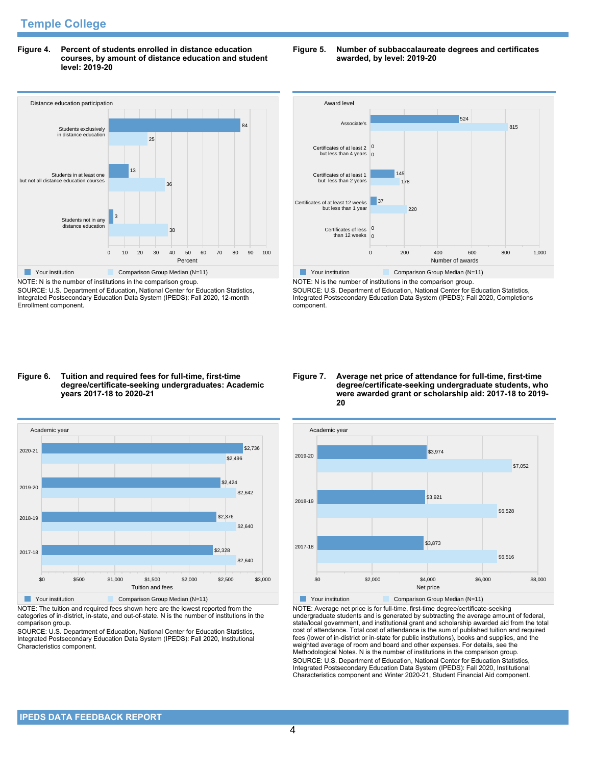# Temple College

**Figure 4. Percent of students enrolled in distance education courses, by amount of distance education and student level: 2019-20**

| Distance education participation | Your institution | Comparison Group Median (N=11) |
| --- | --- | --- |
| Students exclusively in distance education | 84 | 25 |
| Students in at least one but not all distance education courses | 13 | 36 |
| Students not in any distance education | 3 | 38 |

NOTE: N is the number of institutions in the comparison group.
SOURCE: U.S. Department of Education, National Center for Education Statistics, Integrated Postsecondary Education Data System (IPEDS): Fall 2020, 12-month Enrollment component.

**Figure 5. Number of subbaccalaureate degrees and certificates awarded, by level: 2019-20**

| Award level | Your institution | Comparison Group Median (N=11) |
| --- | --- | --- |
| Associate's | 524 | 815 |
| Certificates of at least 2 but less than 4 years | 0 | 0 |
| Certificates of at least 1 but less than 2 years | 145 | 178 |
| Certificates of at least 12 weeks but less than 1 year | 37 | 220 |
| Certificates of less than 12 weeks | 0 | 0 |

NOTE: N is the number of institutions in the comparison group.
SOURCE: U.S. Department of Education, National Center for Education Statistics, Integrated Postsecondary Education Data System (IPEDS): Fall 2020, Completions component.

**Figure 6. Tuition and required fees for full-time, first-time degree/certificate-seeking undergraduates: Academic years 2017-18 to 2020-21**

| Academic year | Your institution | Comparison Group Median (N=11) |
| --- | --- | --- |
| 2020-21 | $2,736 | $2,496 |
| 2019-20 | $2,424 | $2,642 |
| 2018-19 | $2,376 | $2,640 |
| 2017-18 | $2,328 | $2,640 |

NOTE: The tuition and required fees shown here are the lowest reported from the categories of in-district, in-state, and out-of-state. N is the number of institutions in the comparison group.
SOURCE: U.S. Department of Education, National Center for Education Statistics, Integrated Postsecondary Education Data System (IPEDS): Fall 2020, Institutional Characteristics component.

**Figure 7. Average net price of attendance for full-time, first-time degree/certificate-seeking undergraduate students, who were awarded grant or scholarship aid: 2017-18 to 2019-20**

| Academic year | Your institution | Comparison Group Median (N=11) |
| --- | --- | --- |
| 2019-20 | $3,974 | $7,052 |
| 2018-19 | $3,921 | $6,528 |
| 2017-18 | $3,873 | $6,516 |

NOTE: Average net price is for full-time, first-time degree/certificate-seeking undergraduate students and is generated by subtracting the average amount of federal, state/local government, and institutional grant and scholarship awarded aid from the total cost of attendance. Total cost of attendance is the sum of published tuition and required fees (lower of in-district or in-state for public institutions), books and supplies, and the weighted average of room and board and other expenses. For details, see the Methodological Notes. N is the number of institutions in the comparison group.
SOURCE: U.S. Department of Education, National Center for Education Statistics, Integrated Postsecondary Education Data System (IPEDS): Fall 2020, Institutional Characteristics component and Winter 2020-21, Student Financial Aid component.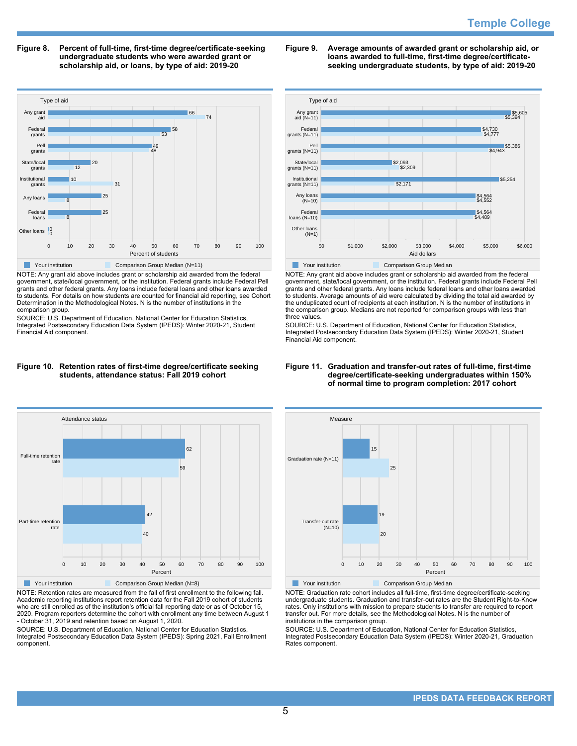**Figure 8. Percent of full-time, first-time degree/certificate-seeking undergraduate students who were awarded grant or scholarship aid, or loans, by type of aid: 2019-20**

| Type of aid | Your institution | Comparison Group Median (N=11) |
|---|---|---|
| Any grant aid | 66 | 74 |
| Federal grants | 58 | 53 |
| Pell grants | 49 | 48 |
| State/local grants | 20 | 12 |
| Institutional grants | 10 | 31 |
| Any loans | 25 | 8 |
| Federal loans | 25 | 8 |
| Other loans | 0 | 0 |

NOTE: Any grant aid above includes grant or scholarship aid awarded from the federal government, state/local government, or the institution. Federal grants include Federal Pell grants and other federal grants. Any loans include federal loans and other loans awarded to students. For details on how students are counted for financial aid reporting, see Cohort Determination in the Methodological Notes. N is the number of institutions in the comparison group.

SOURCE: U.S. Department of Education, National Center for Education Statistics, Integrated Postsecondary Education Data System (IPEDS): Winter 2020-21, Student Financial Aid component.

**Figure 9. Average amounts of awarded grant or scholarship aid, or loans to full-time, first-time degree/certificate-seeking undergraduate students, by type of aid: 2019-20**

| Type of aid | Your institution | Comparison Group Median |
|---|---|---|
| Any grant aid (N=11) | $5,605 | $5,394 |
| Federal grants (N=11) | $4,730 | $4,777 |
| Pell grants (N=11) | $5,386 | $4,943 |
| State/local grants (N=11) | $2,093 | $2,309 |
| Institutional grants (N=11) | $5,254 | $2,171 |
| Any loans (N=10) | $4,564 | $4,552 |
| Federal loans (N=10) | $4,564 | $4,489 |
| Other loans (N=1) | | |

NOTE: Any grant aid above includes grant or scholarship aid awarded from the federal government, state/local government, or the institution. Federal grants include Federal Pell grants and other federal grants. Any loans include federal loans and other loans awarded to students. Average amounts of aid were calculated by dividing the total aid awarded by the unduplicated count of recipients at each institution. N is the number of institutions in the comparison group. Medians are not reported for comparison groups with less than three values.

SOURCE: U.S. Department of Education, National Center for Education Statistics, Integrated Postsecondary Education Data System (IPEDS): Winter 2020-21, Student Financial Aid component.

**Figure 10. Retention rates of first-time degree/certificate seeking students, attendance status: Fall 2019 cohort**

| Attendance status | Your institution | Comparison Group Median (N=8) |
|---|---|---|
| Full-time retention rate | 62 | 59 |
| Part-time retention rate | 42 | 40 |

NOTE: Retention rates are measured from the fall of first enrollment to the following fall. Academic reporting institutions report retention data for the Fall 2019 cohort of students who are still enrolled as of the institution's official fall reporting date or as of October 15, 2020. Program reporters determine the cohort with enrollment any time between August 1 - October 31, 2019 and retention based on August 1, 2020.

SOURCE: U.S. Department of Education, National Center for Education Statistics, Integrated Postsecondary Education Data System (IPEDS): Spring 2021, Fall Enrollment component.

**Figure 11. Graduation and transfer-out rates of full-time, first-time degree/certificate-seeking undergraduates within 150% of normal time to program completion: 2017 cohort**

| Measure | Your institution | Comparison Group Median |
|---|---|---|
| Graduation rate (N=11) | 15 | 25 |
| Transfer-out rate (N=10) | 19 | 20 |

NOTE: Graduation rate cohort includes all full-time, first-time degree/certificate-seeking undergraduate students. Graduation and transfer-out rates are the Student Right-to-Know rates. Only institutions with mission to prepare students to transfer are required to report transfer out. For more details, see the Methodological Notes. N is the number of institutions in the comparison group.

SOURCE: U.S. Department of Education, National Center for Education Statistics, Integrated Postsecondary Education Data System (IPEDS): Winter 2020-21, Graduation Rates component.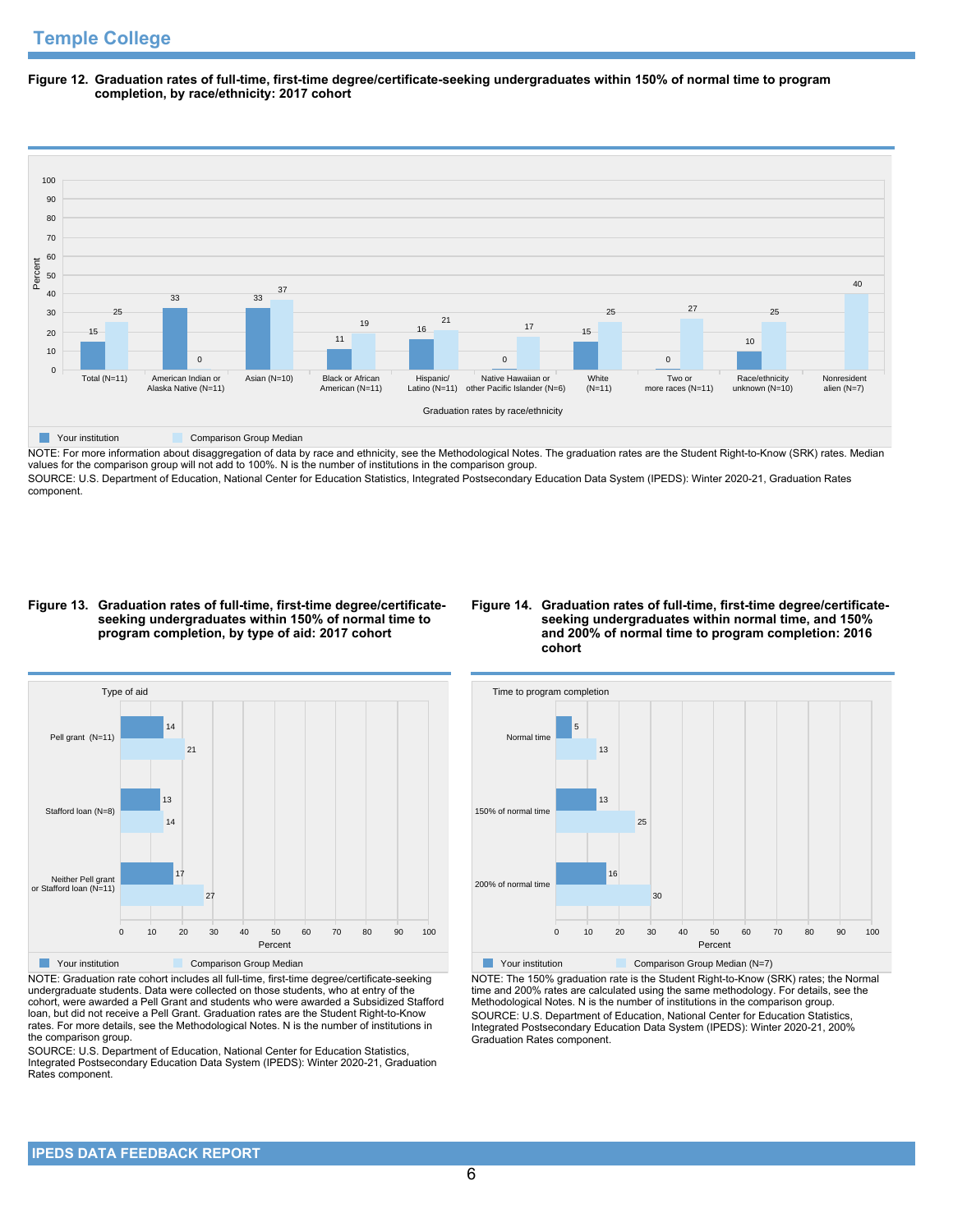## Temple College

**Figure 12. Graduation rates of full-time, first-time degree/certificate-seeking undergraduates within 150% of normal time to program completion, by race/ethnicity: 2017 cohort**

| Graduation rates by race/ethnicity | Your institution | Comparison Group Median |
|---|---|---|
| Total (N=11) | 15 | 25 |
| American Indian or Alaska Native (N=11) | 33 | 0 |
| Asian (N=10) | 33 | 37 |
| Black or African American (N=11) | 11 | 19 |
| Hispanic/ Latino (N=11) | 16 | 21 |
| Native Hawaiian or other Pacific Islander (N=6) | 0 | 17 |
| White (N=11) | 15 | 25 |
| Two or more races (N=11) | 0 | 27 |
| Race/ethnicity unknown (N=10) | 10 | 25 |
| Nonresident alien (N=7) | | 40 |

NOTE: For more information about disaggregation of data by race and ethnicity, see the Methodological Notes. The graduation rates are the Student Right-to-Know (SRK) rates. Median values for the comparison group will not add to 100%. N is the number of institutions in the comparison group.

SOURCE: U.S. Department of Education, National Center for Education Statistics, Integrated Postsecondary Education Data System (IPEDS): Winter 2020-21, Graduation Rates component.

**Figure 13. Graduation rates of full-time, first-time degree/certificate-seeking undergraduates within 150% of normal time to program completion, by type of aid: 2017 cohort**

| Type of aid | Your institution | Comparison Group Median |
|---|---|---|
| Pell grant (N=11) | 14 | 21 |
| Stafford loan (N=8) | 13 | 14 |
| Neither Pell grant or Stafford loan (N=11) | 17 | 27 |

NOTE: Graduation rate cohort includes all full-time, first-time degree/certificate-seeking undergraduate students. Data were collected on those students, who at entry of the cohort, were awarded a Pell Grant and students who were awarded a Subsidized Stafford loan, but did not receive a Pell Grant. Graduation rates are the Student Right-to-Know rates. For more details, see the Methodological Notes. N is the number of institutions in the comparison group.

SOURCE: U.S. Department of Education, National Center for Education Statistics, Integrated Postsecondary Education Data System (IPEDS): Winter 2020-21, Graduation Rates component.

**Figure 14. Graduation rates of full-time, first-time degree/certificate-seeking undergraduates within normal time, and 150% and 200% of normal time to program completion: 2016 cohort**

| Time to program completion | Your institution | Comparison Group Median (N=7) |
|---|---|---|
| Normal time | 5 | 13 |
| 150% of normal time | 13 | 25 |
| 200% of normal time | 16 | 30 |

NOTE: The 150% graduation rate is the Student Right-to-Know (SRK) rates; the Normal time and 200% rates are calculated using the same methodology. For details, see the Methodological Notes. N is the number of institutions in the comparison group.

SOURCE: U.S. Department of Education, National Center for Education Statistics, Integrated Postsecondary Education Data System (IPEDS): Winter 2020-21, 200% Graduation Rates component.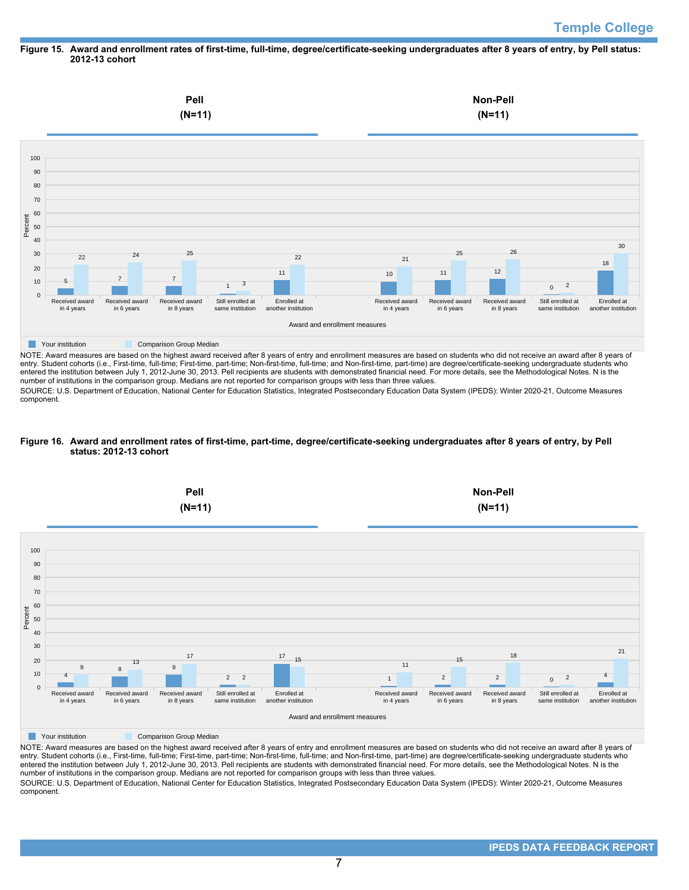**Figure 15. Award and enrollment rates of first-time, full-time, degree/certificate-seeking undergraduates after 8 years of entry, by Pell status: 2012-13 cohort**

| Award and enrollment measures | Pell (N=11) Your institution | Pell (N=11) Comparison Group Median | Non-Pell (N=11) Your institution | Non-Pell (N=11) Comparison Group Median |
|---|---|---|---|---|
| Received award in 4 years | 5 | 22 | 10 | 21 |
| Received award in 6 years | 7 | 24 | 11 | 25 |
| Received award in 8 years | 7 | 25 | 12 | 26 |
| Still enrolled at same institution | 1 | 3 | 0 | 2 |
| Enrolled at another institution | 11 | 22 | 18 | 30 |

NOTE: Award measures are based on the highest award received after 8 years of entry and enrollment measures are based on students who did not receive an award after 8 years of entry. Student cohorts (i.e., First-time, full-time; First-time, part-time; Non-first-time, full-time; and Non-first-time, part-time) are degree/certificate-seeking undergraduate students who entered the institution between July 1, 2012-June 30, 2013. Pell recipients are students with demonstrated financial need. For more details, see the Methodological Notes. N is the number of institutions in the comparison group. Medians are not reported for comparison groups with less than three values.

SOURCE: U.S. Department of Education, National Center for Education Statistics, Integrated Postsecondary Education Data System (IPEDS): Winter 2020-21, Outcome Measures component.

**Figure 16. Award and enrollment rates of first-time, part-time, degree/certificate-seeking undergraduates after 8 years of entry, by Pell status: 2012-13 cohort**

| Award and enrollment measures | Pell (N=11) Your institution | Pell (N=11) Comparison Group Median | Non-Pell (N=11) Your institution | Non-Pell (N=11) Comparison Group Median |
|---|---|---|---|---|
| Received award in 4 years | 4 | 9 | 1 | 11 |
| Received award in 6 years | 8 | 13 | 2 | 15 |
| Received award in 8 years | 9 | 17 | 2 | 18 |
| Still enrolled at same institution | 2 | 2 | 0 | 2 |
| Enrolled at another institution | 17 | 15 | 4 | 21 |

NOTE: Award measures are based on the highest award received after 8 years of entry and enrollment measures are based on students who did not receive an award after 8 years of entry. Student cohorts (i.e., First-time, full-time; First-time, part-time; Non-first-time, full-time; and Non-first-time, part-time) are degree/certificate-seeking undergraduate students who entered the institution between July 1, 2012-June 30, 2013. Pell recipients are students with demonstrated financial need. For more details, see the Methodological Notes. N is the number of institutions in the comparison group. Medians are not reported for comparison groups with less than three values.

SOURCE: U.S. Department of Education, National Center for Education Statistics, Integrated Postsecondary Education Data System (IPEDS): Winter 2020-21, Outcome Measures component.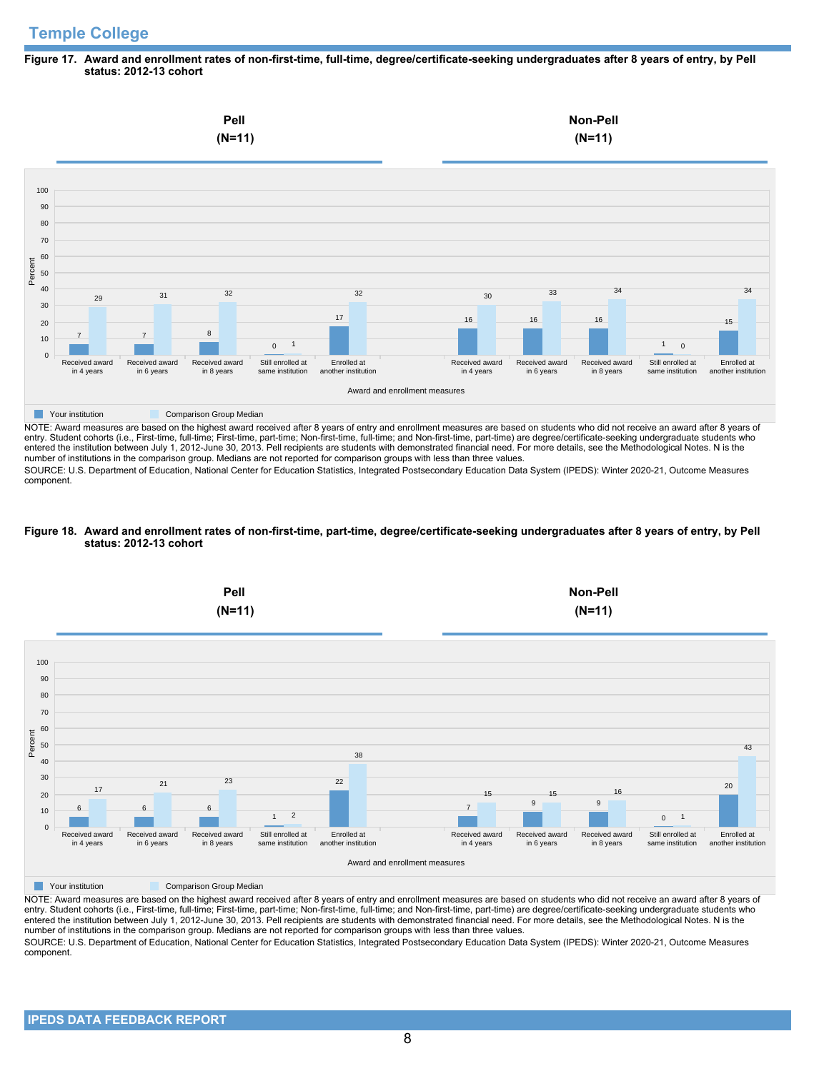## Temple College

**Figure 17. Award and enrollment rates of non-first-time, full-time, degree/certificate-seeking undergraduates after 8 years of entry, by Pell status: 2012-13 cohort**

| Award and enrollment measures | Pell (N=11) Your institution | Pell (N=11) Comparison Group Median | Non-Pell (N=11) Your institution | Non-Pell (N=11) Comparison Group Median |
|---|---|---|---|---|
| Received award in 4 years | 7 | 29 | 16 | 30 |
| Received award in 6 years | 7 | 31 | 16 | 33 |
| Received award in 8 years | 8 | 32 | 16 | 34 |
| Still enrolled at same institution | 0 | 1 | 1 | 0 |
| Enrolled at another institution | 17 | 32 | 15 | 34 |

NOTE: Award measures are based on the highest award received after 8 years of entry and enrollment measures are based on students who did not receive an award after 8 years of entry. Student cohorts (i.e., First-time, full-time; First-time, part-time; Non-first-time, full-time; and Non-first-time, part-time) are degree/certificate-seeking undergraduate students who entered the institution between July 1, 2012-June 30, 2013. Pell recipients are students with demonstrated financial need. For more details, see the Methodological Notes. N is the number of institutions in the comparison group. Medians are not reported for comparison groups with less than three values.

SOURCE: U.S. Department of Education, National Center for Education Statistics, Integrated Postsecondary Education Data System (IPEDS): Winter 2020-21, Outcome Measures component.

**Figure 18. Award and enrollment rates of non-first-time, part-time, degree/certificate-seeking undergraduates after 8 years of entry, by Pell status: 2012-13 cohort**

| Award and enrollment measures | Pell (N=11) Your institution | Pell (N=11) Comparison Group Median | Non-Pell (N=11) Your institution | Non-Pell (N=11) Comparison Group Median |
|---|---|---|---|---|
| Received award in 4 years | 6 | 17 | 7 | 15 |
| Received award in 6 years | 6 | 21 | 9 | 15 |
| Received award in 8 years | 6 | 23 | 9 | 16 |
| Still enrolled at same institution | 1 | 2 | 0 | 1 |
| Enrolled at another institution | 22 | 38 | 20 | 43 |

NOTE: Award measures are based on the highest award received after 8 years of entry and enrollment measures are based on students who did not receive an award after 8 years of entry. Student cohorts (i.e., First-time, full-time; First-time, part-time; Non-first-time, full-time; and Non-first-time, part-time) are degree/certificate-seeking undergraduate students who entered the institution between July 1, 2012-June 30, 2013. Pell recipients are students with demonstrated financial need. For more details, see the Methodological Notes. N is the number of institutions in the comparison group. Medians are not reported for comparison groups with less than three values.

SOURCE: U.S. Department of Education, National Center for Education Statistics, Integrated Postsecondary Education Data System (IPEDS): Winter 2020-21, Outcome Measures component.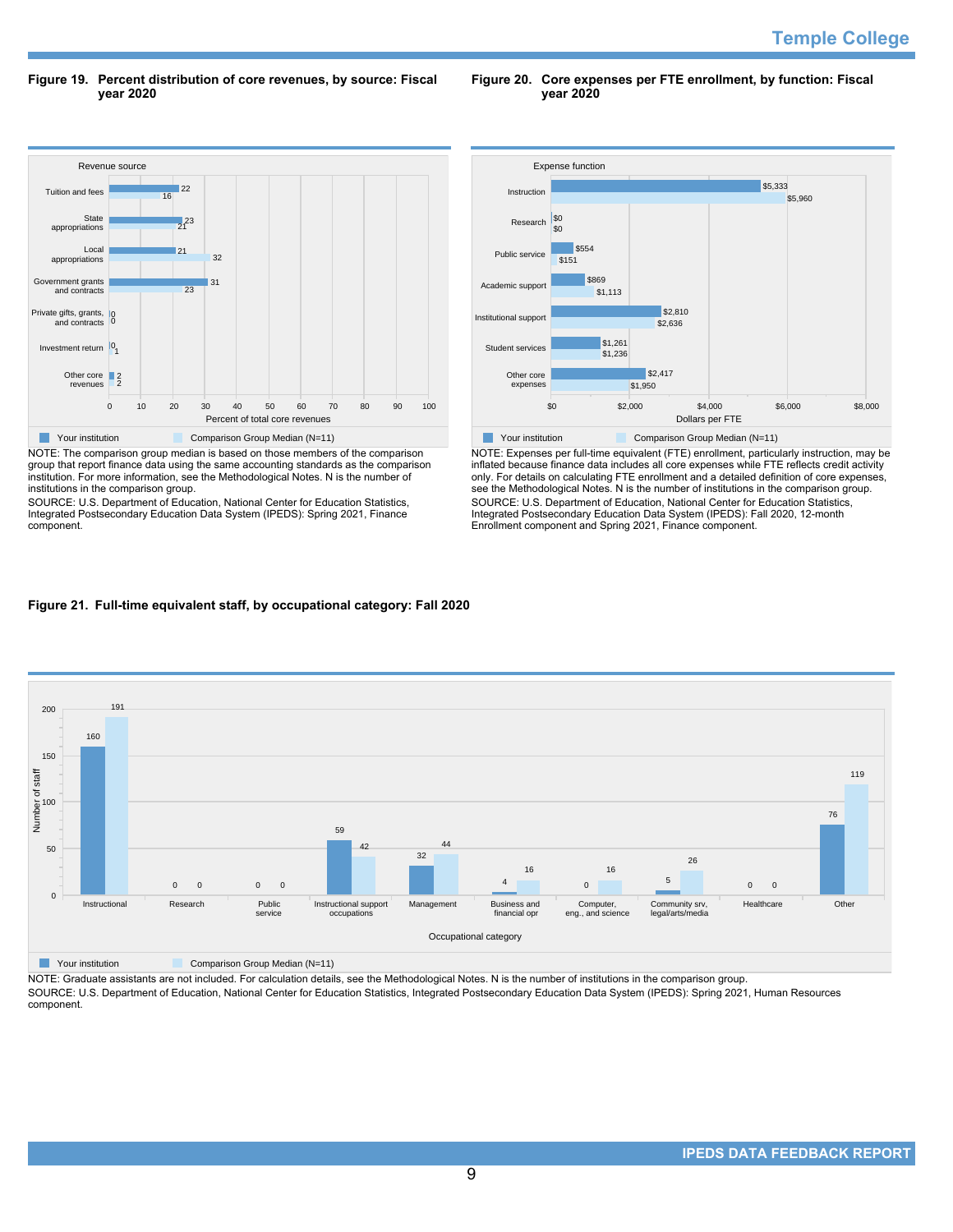## Figure 19. Percent distribution of core revenues, by source: Fiscal year 2020

| Revenue source | Your institution | Comparison Group Median (N=11) |
|---|---|---|
| Tuition and fees | 22 | 16 |
| State appropriations | 23 | 21 |
| Local appropriations | 21 | 32 |
| Government grants and contracts | 31 | 23 |
| Private gifts, grants, and contracts | 0 | 0 |
| Investment return | 0 | 1 |
| Other core revenues | 2 | 2 |

Percent of total core revenues

NOTE: The comparison group median is based on those members of the comparison group that report finance data using the same accounting standards as the comparison institution. For more information, see the Methodological Notes. N is the number of institutions in the comparison group.

SOURCE: U.S. Department of Education, National Center for Education Statistics, Integrated Postsecondary Education Data System (IPEDS): Spring 2021, Finance component.

## Figure 20. Core expenses per FTE enrollment, by function: Fiscal year 2020

| Expense function | Your institution | Comparison Group Median (N=11) |
|---|---|---|
| Instruction | $5,333 | $5,960 |
| Research | $0 | $0 |
| Public service | $554 | $151 |
| Academic support | $869 | $1,113 |
| Institutional support | $2,810 | $2,636 |
| Student services | $1,261 | $1,236 |
| Other core expenses | $2,417 | $1,950 |

Dollars per FTE

NOTE: Expenses per full-time equivalent (FTE) enrollment, particularly instruction, may be inflated because finance data includes all core expenses while FTE reflects credit activity only. For details on calculating FTE enrollment and a detailed definition of core expenses, see the Methodological Notes. N is the number of institutions in the comparison group.

SOURCE: U.S. Department of Education, National Center for Education Statistics, Integrated Postsecondary Education Data System (IPEDS): Fall 2020, 12-month Enrollment component and Spring 2021, Finance component.

## Figure 21. Full-time equivalent staff, by occupational category: Fall 2020

| Occupational category | Your institution | Comparison Group Median (N=11) |
|---|---|---|
| Instructional | 160 | 191 |
| Research | 0 | 0 |
| Public service | 0 | 0 |
| Instructional support occupations | 59 | 42 |
| Management | 32 | 44 |
| Business and financial opr | 4 | 16 |
| Computer, eng., and science | 0 | 16 |
| Community srv, legal/arts/media | 5 | 26 |
| Healthcare | 0 | 0 |
| Other | 76 | 119 |

Number of staff

NOTE: Graduate assistants are not included. For calculation details, see the Methodological Notes. N is the number of institutions in the comparison group.

SOURCE: U.S. Department of Education, National Center for Education Statistics, Integrated Postsecondary Education Data System (IPEDS): Spring 2021, Human Resources component.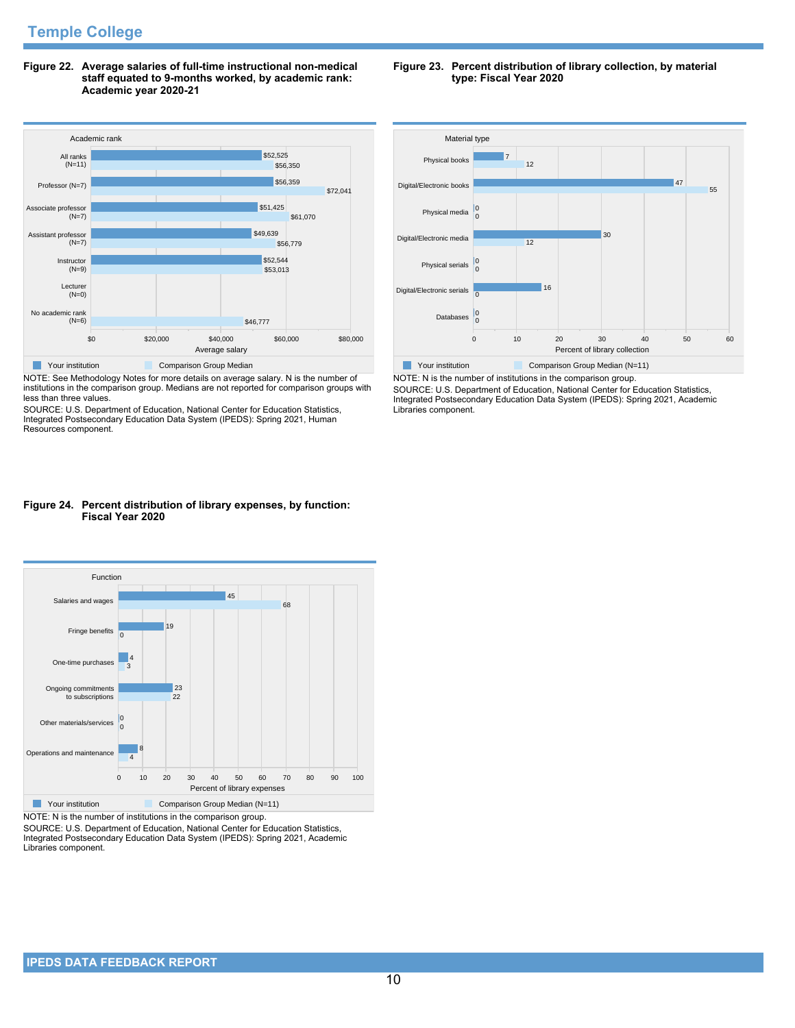## Temple College

**Figure 22. Average salaries of full-time instructional non-medical staff equated to 9-months worked, by academic rank: Academic year 2020-21**

| Academic rank | Your institution | Comparison Group Median |
|---|---|---|
| All ranks (N=11) | $52,525 | $56,350 |
| Professor (N=7) | $56,359 | $72,041 |
| Associate professor (N=7) | $51,425 | $61,070 |
| Assistant professor (N=7) | $49,639 | $56,779 |
| Instructor (N=9) | $52,544 | $53,013 |
| Lecturer (N=0) | | |
| No academic rank (N=6) | | $46,777 |

NOTE: See Methodology Notes for more details on average salary. N is the number of institutions in the comparison group. Medians are not reported for comparison groups with less than three values.

SOURCE: U.S. Department of Education, National Center for Education Statistics, Integrated Postsecondary Education Data System (IPEDS): Spring 2021, Human Resources component.

**Figure 23. Percent distribution of library collection, by material type: Fiscal Year 2020**

| Material type | Your institution | Comparison Group Median (N=11) |
|---|---|---|
| Physical books | 7 | 12 |
| Digital/Electronic books | 47 | 55 |
| Physical media | 0 | 0 |
| Digital/Electronic media | 30 | 12 |
| Physical serials | 0 | 0 |
| Digital/Electronic serials | 16 | 0 |
| Databases | 0 | 0 |

NOTE: N is the number of institutions in the comparison group.

SOURCE: U.S. Department of Education, National Center for Education Statistics, Integrated Postsecondary Education Data System (IPEDS): Spring 2021, Academic Libraries component.

**Figure 24. Percent distribution of library expenses, by function: Fiscal Year 2020**

| Function | Your institution | Comparison Group Median (N=11) |
|---|---|---|
| Salaries and wages | 45 | 68 |
| Fringe benefits | 19 | 0 |
| One-time purchases | 4 | 3 |
| Ongoing commitments to subscriptions | 23 | 22 |
| Other materials/services | 0 | 0 |
| Operations and maintenance | 8 | 4 |

NOTE: N is the number of institutions in the comparison group.

SOURCE: U.S. Department of Education, National Center for Education Statistics, Integrated Postsecondary Education Data System (IPEDS): Spring 2021, Academic Libraries component.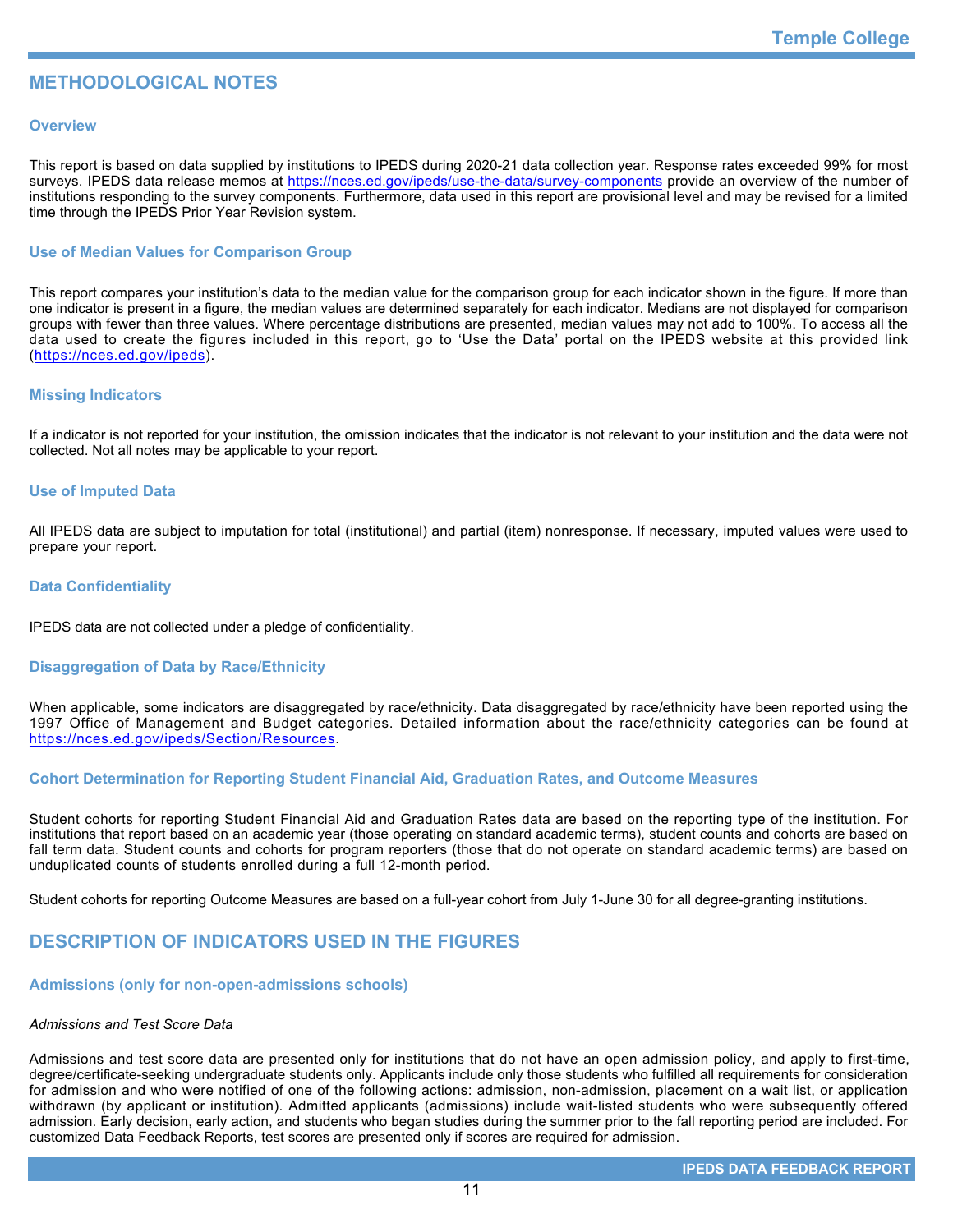# METHODOLOGICAL NOTES

## Overview

This report is based on data supplied by institutions to IPEDS during 2020-21 data collection year. Response rates exceeded 99% for most surveys. IPEDS data release memos at https://nces.ed.gov/ipeds/use-the-data/survey-components provide an overview of the number of institutions responding to the survey components. Furthermore, data used in this report are provisional level and may be revised for a limited time through the IPEDS Prior Year Revision system.

## Use of Median Values for Comparison Group

This report compares your institution's data to the median value for the comparison group for each indicator shown in the figure. If more than one indicator is present in a figure, the median values are determined separately for each indicator. Medians are not displayed for comparison groups with fewer than three values. Where percentage distributions are presented, median values may not add to 100%. To access all the data used to create the figures included in this report, go to 'Use the Data' portal on the IPEDS website at this provided link (https://nces.ed.gov/ipeds).

## Missing Indicators

If a indicator is not reported for your institution, the omission indicates that the indicator is not relevant to your institution and the data were not collected. Not all notes may be applicable to your report.

## Use of Imputed Data

All IPEDS data are subject to imputation for total (institutional) and partial (item) nonresponse. If necessary, imputed values were used to prepare your report.

## Data Confidentiality

IPEDS data are not collected under a pledge of confidentiality.

## Disaggregation of Data by Race/Ethnicity

When applicable, some indicators are disaggregated by race/ethnicity. Data disaggregated by race/ethnicity have been reported using the 1997 Office of Management and Budget categories. Detailed information about the race/ethnicity categories can be found at https://nces.ed.gov/ipeds/Section/Resources.

## Cohort Determination for Reporting Student Financial Aid, Graduation Rates, and Outcome Measures

Student cohorts for reporting Student Financial Aid and Graduation Rates data are based on the reporting type of the institution. For institutions that report based on an academic year (those operating on standard academic terms), student counts and cohorts are based on fall term data. Student counts and cohorts for program reporters (those that do not operate on standard academic terms) are based on unduplicated counts of students enrolled during a full 12-month period.

Student cohorts for reporting Outcome Measures are based on a full-year cohort from July 1-June 30 for all degree-granting institutions.

# DESCRIPTION OF INDICATORS USED IN THE FIGURES

## Admissions (only for non-open-admissions schools)

*Admissions and Test Score Data*

Admissions and test score data are presented only for institutions that do not have an open admission policy, and apply to first-time, degree/certificate-seeking undergraduate students only. Applicants include only those students who fulfilled all requirements for consideration for admission and who were notified of one of the following actions: admission, non-admission, placement on a wait list, or application withdrawn (by applicant or institution). Admitted applicants (admissions) include wait-listed students who were subsequently offered admission. Early decision, early action, and students who began studies during the summer prior to the fall reporting period are included. For customized Data Feedback Reports, test scores are presented only if scores are required for admission.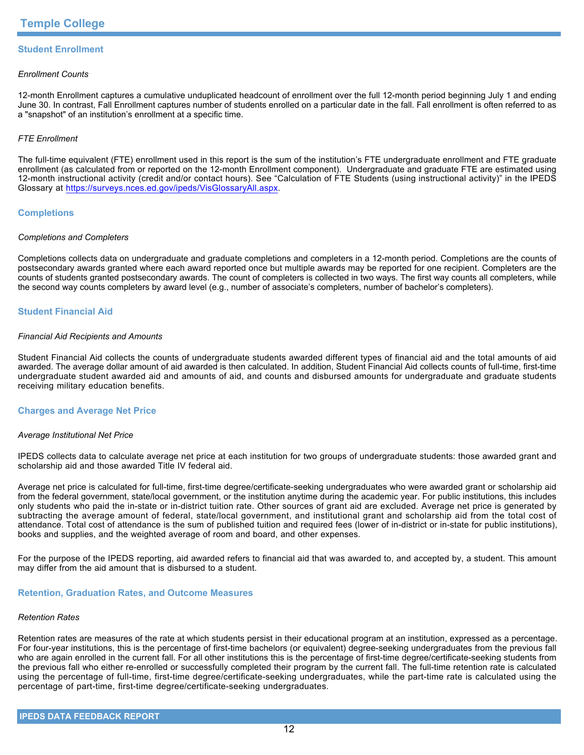## Student Enrollment

*Enrollment Counts*

12-month Enrollment captures a cumulative unduplicated headcount of enrollment over the full 12-month period beginning July 1 and ending June 30. In contrast, Fall Enrollment captures number of students enrolled on a particular date in the fall. Fall enrollment is often referred to as a "snapshot" of an institution's enrollment at a specific time.

*FTE Enrollment*

The full-time equivalent (FTE) enrollment used in this report is the sum of the institution's FTE undergraduate enrollment and FTE graduate enrollment (as calculated from or reported on the 12-month Enrollment component). Undergraduate and graduate FTE are estimated using 12-month instructional activity (credit and/or contact hours). See "Calculation of FTE Students (using instructional activity)" in the IPEDS Glossary at [https://surveys.nces.ed.gov/ipeds/VisGlossaryAll.aspx](https://surveys.nces.ed.gov/ipeds/VisGlossaryAll.aspx).

## Completions

*Completions and Completers*

Completions collects data on undergraduate and graduate completions and completers in a 12-month period. Completions are the counts of postsecondary awards granted where each award reported once but multiple awards may be reported for one recipient. Completers are the counts of students granted postsecondary awards. The count of completers is collected in two ways. The first way counts all completers, while the second way counts completers by award level (e.g., number of associate's completers, number of bachelor's completers).

## Student Financial Aid

*Financial Aid Recipients and Amounts*

Student Financial Aid collects the counts of undergraduate students awarded different types of financial aid and the total amounts of aid awarded. The average dollar amount of aid awarded is then calculated. In addition, Student Financial Aid collects counts of full-time, first-time undergraduate student awarded aid and amounts of aid, and counts and disbursed amounts for undergraduate and graduate students receiving military education benefits.

## Charges and Average Net Price

*Average Institutional Net Price*

IPEDS collects data to calculate average net price at each institution for two groups of undergraduate students: those awarded grant and scholarship aid and those awarded Title IV federal aid.

Average net price is calculated for full-time, first-time degree/certificate-seeking undergraduates who were awarded grant or scholarship aid from the federal government, state/local government, or the institution anytime during the academic year. For public institutions, this includes only students who paid the in-state or in-district tuition rate. Other sources of grant aid are excluded. Average net price is generated by subtracting the average amount of federal, state/local government, and institutional grant and scholarship aid from the total cost of attendance. Total cost of attendance is the sum of published tuition and required fees (lower of in-district or in-state for public institutions), books and supplies, and the weighted average of room and board, and other expenses.

For the purpose of the IPEDS reporting, aid awarded refers to financial aid that was awarded to, and accepted by, a student. This amount may differ from the aid amount that is disbursed to a student.

## Retention, Graduation Rates, and Outcome Measures

*Retention Rates*

Retention rates are measures of the rate at which students persist in their educational program at an institution, expressed as a percentage. For four-year institutions, this is the percentage of first-time bachelors (or equivalent) degree-seeking undergraduates from the previous fall who are again enrolled in the current fall. For all other institutions this is the percentage of first-time degree/certificate-seeking students from the previous fall who either re-enrolled or successfully completed their program by the current fall. The full-time retention rate is calculated using the percentage of full-time, first-time degree/certificate-seeking undergraduates, while the part-time rate is calculated using the percentage of part-time, first-time degree/certificate-seeking undergraduates.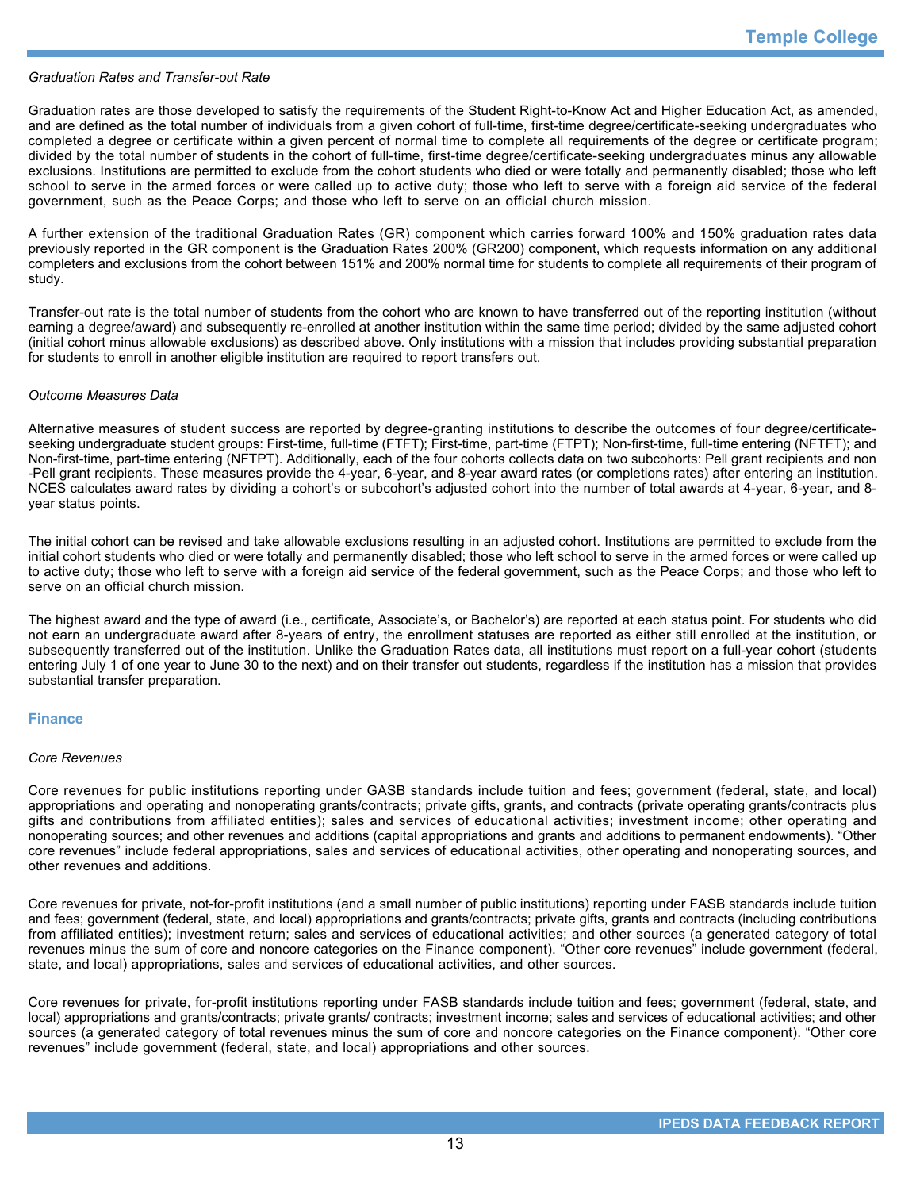*Graduation Rates and Transfer-out Rate*

Graduation rates are those developed to satisfy the requirements of the Student Right-to-Know Act and Higher Education Act, as amended, and are defined as the total number of individuals from a given cohort of full-time, first-time degree/certificate-seeking undergraduates who completed a degree or certificate within a given percent of normal time to complete all requirements of the degree or certificate program; divided by the total number of students in the cohort of full-time, first-time degree/certificate-seeking undergraduates minus any allowable exclusions. Institutions are permitted to exclude from the cohort students who died or were totally and permanently disabled; those who left school to serve in the armed forces or were called up to active duty; those who left to serve with a foreign aid service of the federal government, such as the Peace Corps; and those who left to serve on an official church mission.

A further extension of the traditional Graduation Rates (GR) component which carries forward 100% and 150% graduation rates data previously reported in the GR component is the Graduation Rates 200% (GR200) component, which requests information on any additional completers and exclusions from the cohort between 151% and 200% normal time for students to complete all requirements of their program of study.

Transfer-out rate is the total number of students from the cohort who are known to have transferred out of the reporting institution (without earning a degree/award) and subsequently re-enrolled at another institution within the same time period; divided by the same adjusted cohort (initial cohort minus allowable exclusions) as described above. Only institutions with a mission that includes providing substantial preparation for students to enroll in another eligible institution are required to report transfers out.

*Outcome Measures Data*

Alternative measures of student success are reported by degree-granting institutions to describe the outcomes of four degree/certificate-seeking undergraduate student groups: First-time, full-time (FTFT); First-time, part-time (FTPT); Non-first-time, full-time entering (NFTFT); and Non-first-time, part-time entering (NFTPT). Additionally, each of the four cohorts collects data on two subcohorts: Pell grant recipients and non -Pell grant recipients. These measures provide the 4-year, 6-year, and 8-year award rates (or completions rates) after entering an institution. NCES calculates award rates by dividing a cohort's or subcohort's adjusted cohort into the number of total awards at 4-year, 6-year, and 8-year status points.

The initial cohort can be revised and take allowable exclusions resulting in an adjusted cohort. Institutions are permitted to exclude from the initial cohort students who died or were totally and permanently disabled; those who left school to serve in the armed forces or were called up to active duty; those who left to serve with a foreign aid service of the federal government, such as the Peace Corps; and those who left to serve on an official church mission.

The highest award and the type of award (i.e., certificate, Associate's, or Bachelor's) are reported at each status point. For students who did not earn an undergraduate award after 8-years of entry, the enrollment statuses are reported as either still enrolled at the institution, or subsequently transferred out of the institution. Unlike the Graduation Rates data, all institutions must report on a full-year cohort (students entering July 1 of one year to June 30 to the next) and on their transfer out students, regardless if the institution has a mission that provides substantial transfer preparation.

## Finance

*Core Revenues*

Core revenues for public institutions reporting under GASB standards include tuition and fees; government (federal, state, and local) appropriations and operating and nonoperating grants/contracts; private gifts, grants, and contracts (private operating grants/contracts plus gifts and contributions from affiliated entities); sales and services of educational activities; investment income; other operating and nonoperating sources; and other revenues and additions (capital appropriations and grants and additions to permanent endowments). "Other core revenues" include federal appropriations, sales and services of educational activities, other operating and nonoperating sources, and other revenues and additions.

Core revenues for private, not-for-profit institutions (and a small number of public institutions) reporting under FASB standards include tuition and fees; government (federal, state, and local) appropriations and grants/contracts; private gifts, grants and contracts (including contributions from affiliated entities); investment return; sales and services of educational activities; and other sources (a generated category of total revenues minus the sum of core and noncore categories on the Finance component). "Other core revenues" include government (federal, state, and local) appropriations, sales and services of educational activities, and other sources.

Core revenues for private, for-profit institutions reporting under FASB standards include tuition and fees; government (federal, state, and local) appropriations and grants/contracts; private grants/ contracts; investment income; sales and services of educational activities; and other sources (a generated category of total revenues minus the sum of core and noncore categories on the Finance component). "Other core revenues" include government (federal, state, and local) appropriations and other sources.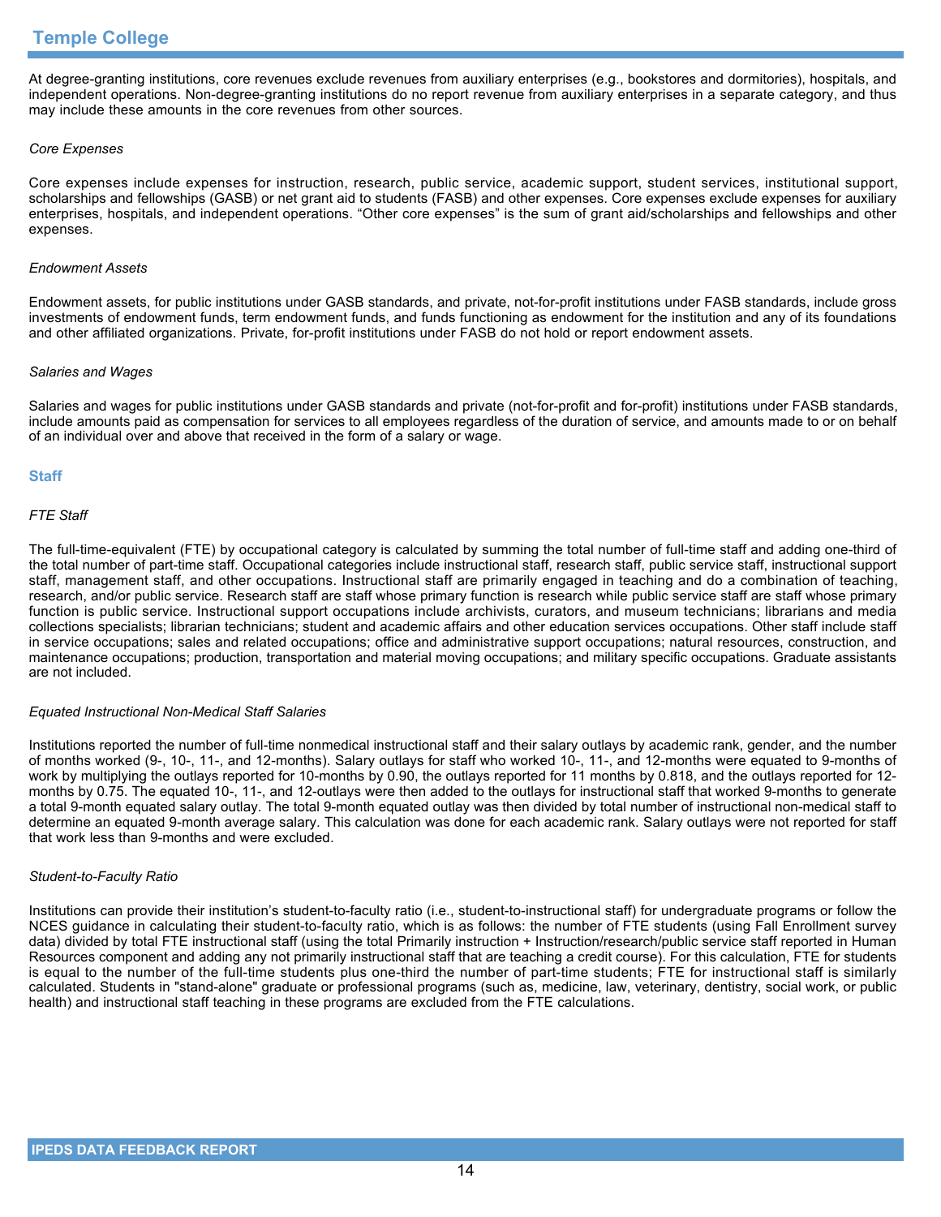At degree-granting institutions, core revenues exclude revenues from auxiliary enterprises (e.g., bookstores and dormitories), hospitals, and independent operations. Non-degree-granting institutions do no report revenue from auxiliary enterprises in a separate category, and thus may include these amounts in the core revenues from other sources.

*Core Expenses*

Core expenses include expenses for instruction, research, public service, academic support, student services, institutional support, scholarships and fellowships (GASB) or net grant aid to students (FASB) and other expenses. Core expenses exclude expenses for auxiliary enterprises, hospitals, and independent operations. “Other core expenses” is the sum of grant aid/scholarships and fellowships and other expenses.

*Endowment Assets*

Endowment assets, for public institutions under GASB standards, and private, not-for-profit institutions under FASB standards, include gross investments of endowment funds, term endowment funds, and funds functioning as endowment for the institution and any of its foundations and other affiliated organizations. Private, for-profit institutions under FASB do not hold or report endowment assets.

*Salaries and Wages*

Salaries and wages for public institutions under GASB standards and private (not-for-profit and for-profit) institutions under FASB standards, include amounts paid as compensation for services to all employees regardless of the duration of service, and amounts made to or on behalf of an individual over and above that received in the form of a salary or wage.

## Staff

*FTE Staff*

The full-time-equivalent (FTE) by occupational category is calculated by summing the total number of full-time staff and adding one-third of the total number of part-time staff. Occupational categories include instructional staff, research staff, public service staff, instructional support staff, management staff, and other occupations. Instructional staff are primarily engaged in teaching and do a combination of teaching, research, and/or public service. Research staff are staff whose primary function is research while public service staff are staff whose primary function is public service. Instructional support occupations include archivists, curators, and museum technicians; librarians and media collections specialists; librarian technicians; student and academic affairs and other education services occupations. Other staff include staff in service occupations; sales and related occupations; office and administrative support occupations; natural resources, construction, and maintenance occupations; production, transportation and material moving occupations; and military specific occupations. Graduate assistants are not included.

*Equated Instructional Non-Medical Staff Salaries*

Institutions reported the number of full-time nonmedical instructional staff and their salary outlays by academic rank, gender, and the number of months worked (9-, 10-, 11-, and 12-months). Salary outlays for staff who worked 10-, 11-, and 12-months were equated to 9-months of work by multiplying the outlays reported for 10-months by 0.90, the outlays reported for 11 months by 0.818, and the outlays reported for 12-months by 0.75. The equated 10-, 11-, and 12-outlays were then added to the outlays for instructional staff that worked 9-months to generate a total 9-month equated salary outlay. The total 9-month equated outlay was then divided by total number of instructional non-medical staff to determine an equated 9-month average salary. This calculation was done for each academic rank. Salary outlays were not reported for staff that work less than 9-months and were excluded.

*Student-to-Faculty Ratio*

Institutions can provide their institution’s student-to-faculty ratio (i.e., student-to-instructional staff) for undergraduate programs or follow the NCES guidance in calculating their student-to-faculty ratio, which is as follows: the number of FTE students (using Fall Enrollment survey data) divided by total FTE instructional staff (using the total Primarily instruction + Instruction/research/public service staff reported in Human Resources component and adding any not primarily instructional staff that are teaching a credit course). For this calculation, FTE for students is equal to the number of the full-time students plus one-third the number of part-time students; FTE for instructional staff is similarly calculated. Students in "stand-alone" graduate or professional programs (such as, medicine, law, veterinary, dentistry, social work, or public health) and instructional staff teaching in these programs are excluded from the FTE calculations.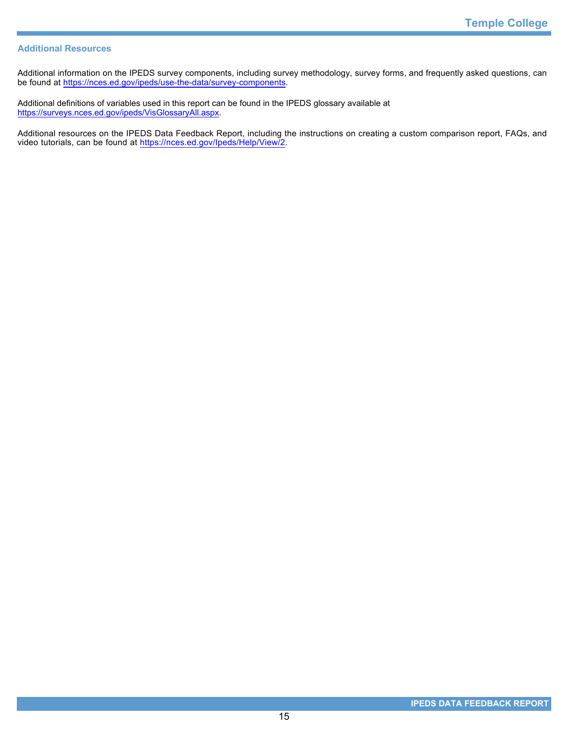## Additional Resources

Additional information on the IPEDS survey components, including survey methodology, survey forms, and frequently asked questions, can be found at https://nces.ed.gov/ipeds/use-the-data/survey-components.

Additional definitions of variables used in this report can be found in the IPEDS glossary available at https://surveys.nces.ed.gov/ipeds/VisGlossaryAll.aspx.

Additional resources on the IPEDS Data Feedback Report, including the instructions on creating a custom comparison report, FAQs, and video tutorials, can be found at https://nces.ed.gov/Ipeds/Help/View/2.